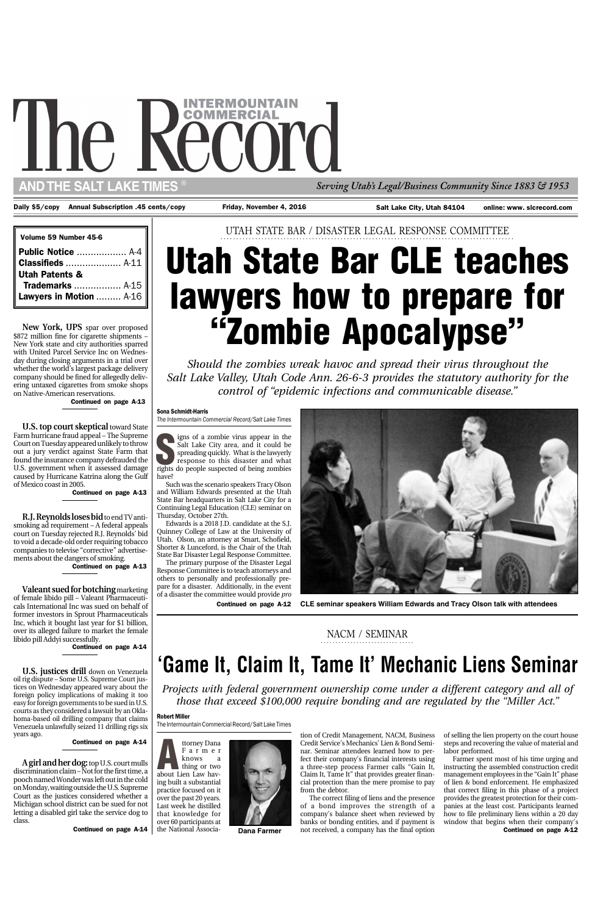# The Record

INTERMOUNTAIN COMMERCIAL

AND THE SALT LAKE TIMES ®

*Serving Utah's Legal/Business Community Since 1883 & 1953*

Daily $5/copy  Annual Subscription .45 cents/copy  Friday, November 4, 2016  Salt Lake City, Utah 84104  online: www. slcrecord.com

| Volume 59 Number 45-6 | |
|---|---|
| **Public Notice** | A-4 |
| **Classifieds** | A-11 |
| **Utah Patents & Trademarks** | A-15 |
| **Lawyers in Motion** | A-16 |

**New York, UPS** spar over proposed $872 million fine for cigarette shipments – New York state and city authorities sparred with United Parcel Service Inc on Wednesday during closing arguments in a trial over whether the world's largest package delivery company should be fined for allegedly delivering untaxed cigarettes from smoke shops on Native-American reservations.

**Continued on page A-13**

**U.S. top court skeptical** toward State Farm hurricane fraud appeal – The Supreme Court on Tuesday appeared unlikely to throw out a jury verdict against State Farm that found the insurance company defrauded the U.S. government when it assessed damage caused by Hurricane Katrina along the Gulf of Mexico coast in 2005.

**Continued on page A-13**

**R.J. Reynolds loses bid** to end TV anti-smoking ad requirement – A federal appeals court on Tuesday rejected R.J. Reynolds' bid to void a decade-old order requiring tobacco companies to televise "corrective" advertisements about the dangers of smoking.

**Continued on page A-13**

**Valeant sued for botching** marketing of female libido pill – Valeant Pharmaceuticals International Inc was sued on behalf of former investors in Sprout Pharmaceuticals Inc, which it bought last year for $1 billion, over its alleged failure to market the female libido pill Addyi successfully.

**Continued on page A-14**

**U.S. justices drill** down on Venezuela oil rig dispute – Some U.S. Supreme Court justices on Wednesday appeared wary about the foreign policy implications of making it too easy for foreign governments to be sued in U.S. courts as they considered a lawsuit by an Oklahoma-based oil drilling company that claims Venezuela unlawfully seized 11 drilling rigs six years ago.

**Continued on page A-14**

**A girl and her dog:** top U.S. court mulls discrimination claim – Not for the first time, a pooch named Wonder was left out in the cold on Monday, waiting outside the U.S. Supreme Court as the justices considered whether a Michigan school district can be sued for not letting a disabled girl take the service dog to class.

**Continued on page A-14**

UTAH STATE BAR / DISASTER LEGAL RESPONSE COMMITTEE

# Utah State Bar CLE teaches lawyers how to prepare for "Zombie Apocalypse"

*Should the zombies wreak havoc and spread their virus throughout the Salt Lake Valley, Utah Code Ann. 26-6-3 provides the statutory authority for the control of "epidemic infections and communicable disease."*

**Sona Schmidt-Harris**
*The Intermountain Commercial Record/Salt Lake Times*

Signs of a zombie virus appear in the Salt Lake City area, and it could be spreading quickly. What is the lawyerly response to this disaster and what rights do people suspected of being zombies have?

Such was the scenario speakers Tracy Olson and William Edwards presented at the Utah State Bar headquarters in Salt Lake City for a Continuing Legal Education (CLE) seminar on Thursday, October 27th.

Edwards is a 2018 J.D. candidate at the S.J. Quinney College of Law at the University of Utah. Olson, an attorney at Smart, Schofield, Shorter & Lunceford, is the Chair of the Utah State Bar Disaster Legal Response Committee.

The primary purpose of the Disaster Legal Response Committee is to teach attorneys and others to personally and professionally prepare for a disaster. Additionally, in the event of a disaster the committee would provide *pro*

**Continued on page A-12**

CLE seminar speakers William Edwards and Tracy Olson talk with attendees

NACM / SEMINAR

# 'Game It, Claim It, Tame It' Mechanic Liens Seminar

*Projects with federal government ownership come under a different category and all of those that exceed $100,000 require bonding and are regulated by the "Miller Act."*

**Robert Miller**
The Intermountain Commercial Record/Salt Lake Times

Attorney Dana Farmer knows a thing or two about Lien Law having built a substantial practice focused on it over the past 20 years. Last week he distilled that knowledge for over 60 participants at the National Association of Credit Management, NACM, Business Credit Service's Mechanics' Lien & Bond Seminar. Seminar attendees learned how to perfect their company's financial interests using a three-step process Farmer calls "Gain It, Claim It, Tame It" that provides greater financial protection than the mere promise to pay from the debtor.

Dana Farmer

The correct filing of liens and the presence of a bond improves the strength of a company's balance sheet when reviewed by banks or bonding entities, and if payment is not received, a company has the final option of selling the lien property on the court house steps and recovering the value of material and labor performed.

Farmer spent most of his time urging and instructing the assembled construction credit management employees in the "Gain It" phase of lien & bond enforcement. He emphasized that correct filing in this phase of a project provides the greatest protection for their companies at the least cost. Participants learned how to file preliminary liens within a 20 day window that begins when their company's

**Continued on page A-12**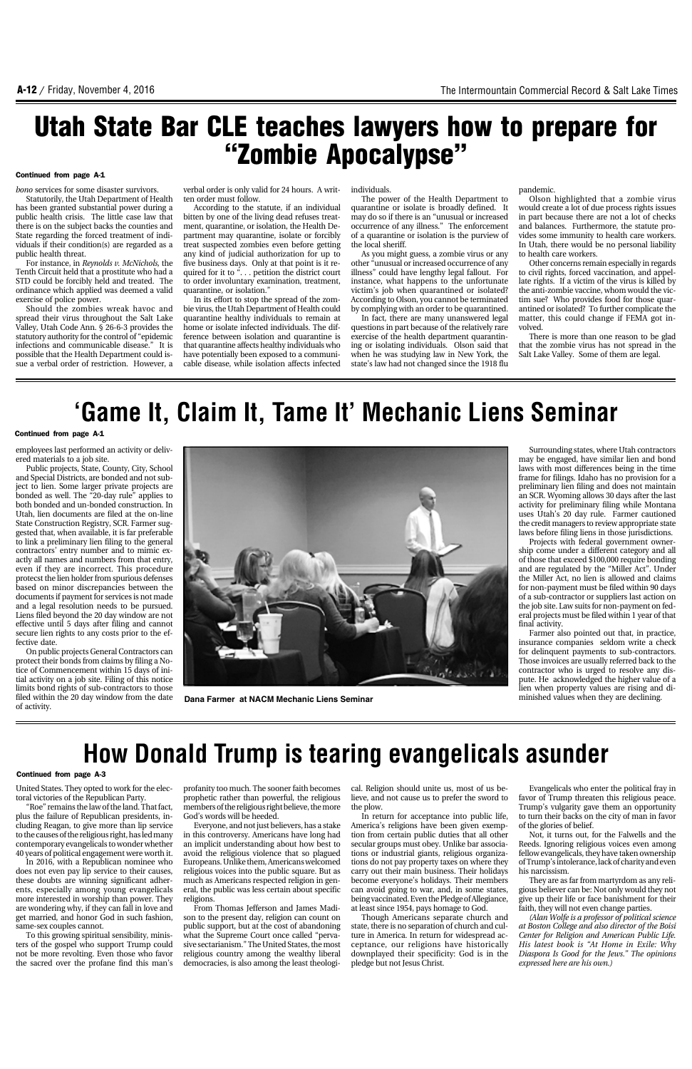# Utah State Bar CLE teaches lawyers how to prepare for "Zombie Apocalypse"

**Continued from page A-1**

*bono* services for some disaster survivors.

Statutorily, the Utah Department of Health has been granted substantial power during a public health crisis. The little case law that there is on the subject backs the counties and State regarding the forced treatment of individuals if their condition(s) are regarded as a public health threat.

For instance, in *Reynolds v. McNichols,* the Tenth Circuit held that a prostitute who had a STD could be forcibly held and treated. The ordinance which applied was deemed a valid exercise of police power.

Should the zombies wreak havoc and spread their virus throughout the Salt Lake Valley, Utah Code Ann. § 26-6-3 provides the statutory authority for the control of "epidemic infections and communicable disease." It is possible that the Health Department could issue a verbal order of restriction. However, a verbal order is only valid for 24 hours. A written order must follow.

According to the statute, if an individual bitten by one of the living dead refuses treatment, quarantine, or isolation, the Health Department may quarantine, isolate or forcibly treat suspected zombies even before getting any kind of judicial authorization for up to five business days. Only at that point is it required for it to ". . . petition the district court to order involuntary examination, treatment, quarantine, or isolation."

In its effort to stop the spread of the zombie virus, the Utah Department of Health could quarantine healthy individuals to remain at home or isolate infected individuals. The difference between isolation and quarantine is that quarantine affects healthy individuals who have potentially been exposed to a communicable disease, while isolation affects infected individuals.

The power of the Health Department to quarantine or isolate is broadly defined. It may do so if there is an "unusual or increased occurrence of any illness." The enforcement of a quarantine or isolation is the purview of the local sheriff.

As you might guess, a zombie virus or any other "unusual or increased occurrence of any illness" could have lengthy legal fallout. For instance, what happens to the unfortunate victim's job when quarantined or isolated? According to Olson, you cannot be terminated by complying with an order to be quarantined.

In fact, there are many unanswered legal questions in part because of the relatively rare exercise of the health department quarantining or isolating individuals. Olson said that when he was studying law in New York, the state's law had not changed since the 1918 flu pandemic.

Olson highlighted that a zombie virus would create a lot of due process rights issues in part because there are not a lot of checks and balances. Furthermore, the statute provides some immunity to health care workers. In Utah, there would be no personal liability to health care workers.

Other concerns remain especially in regards to civil rights, forced vaccination, and appellate rights. If a victim of the virus is killed by the anti-zombie vaccine, whom would the victim sue? Who provides food for those quarantined or isolated? To further complicate the matter, this could change if FEMA got involved.

There is more than one reason to be glad that the zombie virus has not spread in the Salt Lake Valley. Some of them are legal.

# 'Game It, Claim It, Tame It' Mechanic Liens Seminar

**Continued from page A-1**

employees last performed an activity or delivered materials to a job site.

Public projects, State, County, City, School and Special Districts, are bonded and not subject to lien. Some larger private projects are bonded as well. The "20-day rule" applies to both bonded and un-bonded construction. In Utah, lien documents are filed at the on-line State Construction Registry, SCR. Farmer suggested that, when available, it is far preferable to link a preliminary lien filing to the general contractors' entry number and to mimic exactly all names and numbers from that entry, even if they are incorrect. This procedure protecst the lien holder from spurious defenses based on minor discrepancies between the documents if payment for services is not made and a legal resolution needs to be pursued. Liens filed beyond the 20 day window are not effective until 5 days after filing and cannot secure lien rights to any costs prior to the effective date.

On public projects General Contractors can protect their bonds from claims by filing a Notice of Commencement within 15 days of initial activity on a job site. Filing of this notice limits bond rights of sub-contractors to those filed within the 20 day window from the date of activity.

**Dana Farmer at NACM Mechanic Liens Seminar**

Surrounding states, where Utah contractors may be engaged, have similar lien and bond laws with most differences being in the time frame for filings. Idaho has no provision for a preliminary lien filing and does not maintain an SCR. Wyoming allows 30 days after the last activity for preliminary filing while Montana uses Utah's 20 day rule. Farmer cautioned the credit managers to review appropriate state laws before filing liens in those jurisdictions.

Projects with federal government ownership come under a different category and all of those that exceed $100,000 require bonding and are regulated by the "Miller Act". Under the Miller Act, no lien is allowed and claims for non-payment must be filed within 90 days of a sub-contractor or suppliers last action on the job site. Law suits for non-payment on federal projects must be filed within 1 year of that final activity.

Farmer also pointed out that, in practice, insurance companies seldom write a check for delinquent payments to sub-contractors. Those invoices are usually referred back to the contractor who is urged to resolve any dispute. He acknowledged the higher value of a lien when property values are rising and diminished values when they are declining.

# How Donald Trump is tearing evangelicals asunder

**Continued from page A-3**

United States. They opted to work for the electoral victories of the Republican Party.

"Roe" remains the law of the land. That fact, plus the failure of Republican presidents, including Reagan, to give more than lip service to the causes of the religious right, has led many contemporary evangelicals to wonder whether 40 years of political engagement were worth it.

In 2016, with a Republican nominee who does not even pay lip service to their causes, these doubts are winning significant adherents, especially among young evangelicals more interested in worship than power. They are wondering why, if they can fall in love and get married, and honor God in such fashion, same-sex couples cannot.

To this growing spiritual sensibility, ministers of the gospel who support Trump could not be more revolting. Even those who favor the sacred over the profane find this man's profanity too much. The sooner faith becomes prophetic rather than powerful, the religious members of the religious right believe, the more God's words will be heeded.

Everyone, and not just believers, has a stake in this controversy. Americans have long had an implicit understanding about how best to avoid the religious violence that so plagued Europeans. Unlike them, Americans welcomed religious voices into the public square. But as much as Americans respected religion in general, the public was less certain about specific religions.

From Thomas Jefferson and James Madison to the present day, religion can count on public support, but at the cost of abandoning what the Supreme Court once called "pervasive sectarianism." The United States, the most religious country among the wealthy liberal democracies, is also among the least theological. Religion should unite us, most of us believe, and not cause us to prefer the sword to the plow.

In return for acceptance into public life, America's religions have been given exemption from certain public duties that all other secular groups must obey. Unlike bar associations or industrial giants, religious organizations do not pay property taxes on where they carry out their main business. Their holidays become everyone's holidays. Their members can avoid going to war, and, in some states, being vaccinated. Even the Pledge of Allegiance, at least since 1954, pays homage to God.

Though Americans separate church and state, there is no separation of church and culture in America. In return for widespread acceptance, our religions have historically downplayed their specificity: God is in the pledge but not Jesus Christ.

Evangelicals who enter the political fray in favor of Trump threaten this religious peace. Trump's vulgarity gave them an opportunity to turn their backs on the city of man in favor of the glories of belief.

Not, it turns out, for the Falwells and the Reeds. Ignoring religious voices even among fellow evangelicals, they have taken ownership of Trump's intolerance, lack of charity and even his narcissism.

They are as far from martyrdom as any religious believer can be: Not only would they not give up their life or face banishment for their faith, they will not even change parties.

*(Alan Wolfe is a professor of political science at Boston College and also director of the Boisi Center for Religion and American Public Life. His latest book is "At Home in Exile: Why Diaspora Is Good for the Jews." The opinions expressed here are his own.)*